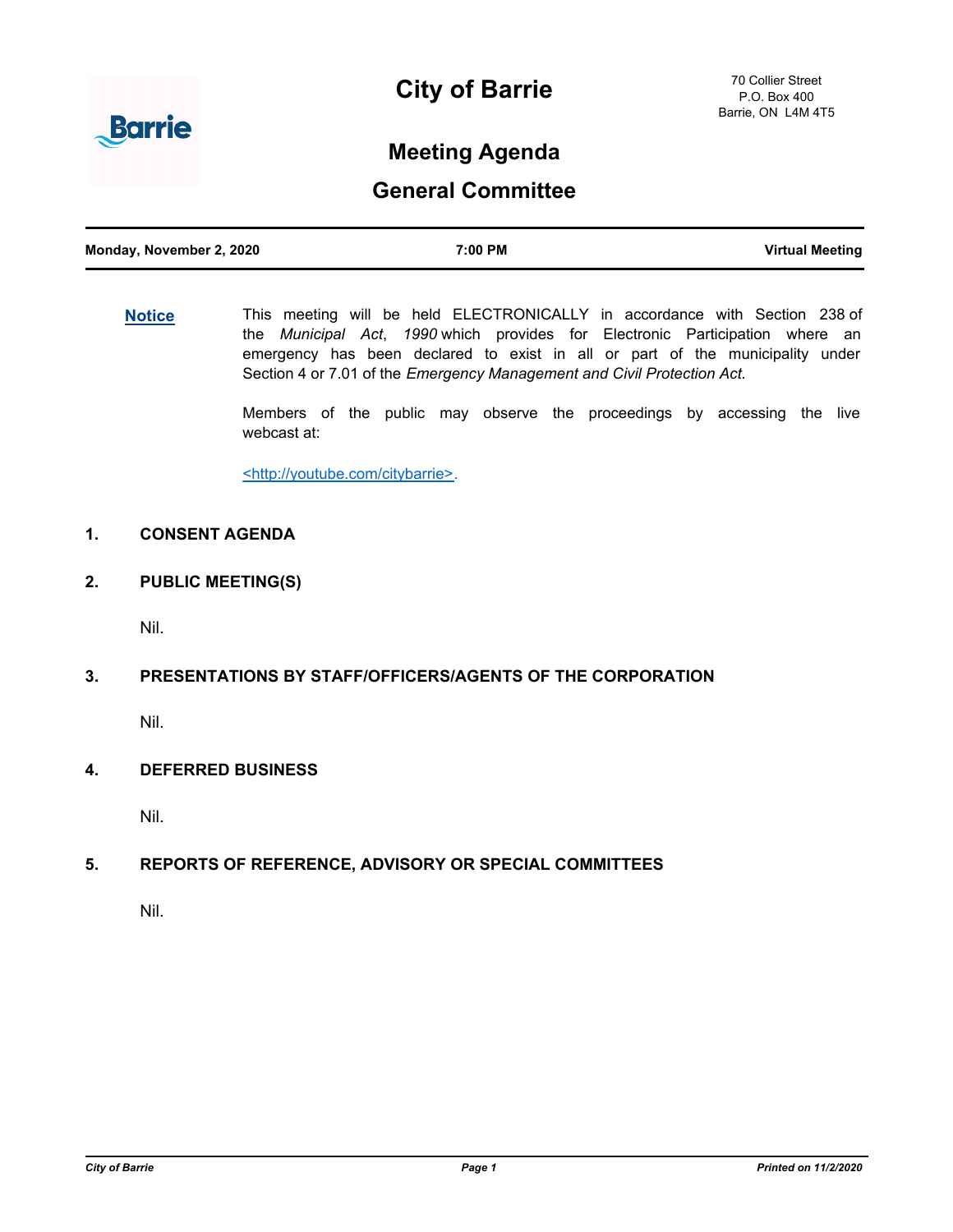# City of Barrie

70 Collier Street
P.O. Box 400
Barrie, ON L4M 4T5

## Meeting Agenda

## General Committee

**Monday, November 2, 2020** | **7:00 PM** | **Virtual Meeting**

**Notice**

This meeting will be held ELECTRONICALLY in accordance with Section 238 of the *Municipal Act*, *1990* which provides for Electronic Participation where an emergency has been declared to exist in all or part of the municipality under Section 4 or 7.01 of the *Emergency Management and Civil Protection Act*.

Members of the public may observe the proceedings by accessing the live webcast at:

<http://youtube.com/citybarrie>.

### 1. CONSENT AGENDA

### 2. PUBLIC MEETING(S)

Nil.

### 3. PRESENTATIONS BY STAFF/OFFICERS/AGENTS OF THE CORPORATION

Nil.

### 4. DEFERRED BUSINESS

Nil.

### 5. REPORTS OF REFERENCE, ADVISORY OR SPECIAL COMMITTEES

Nil.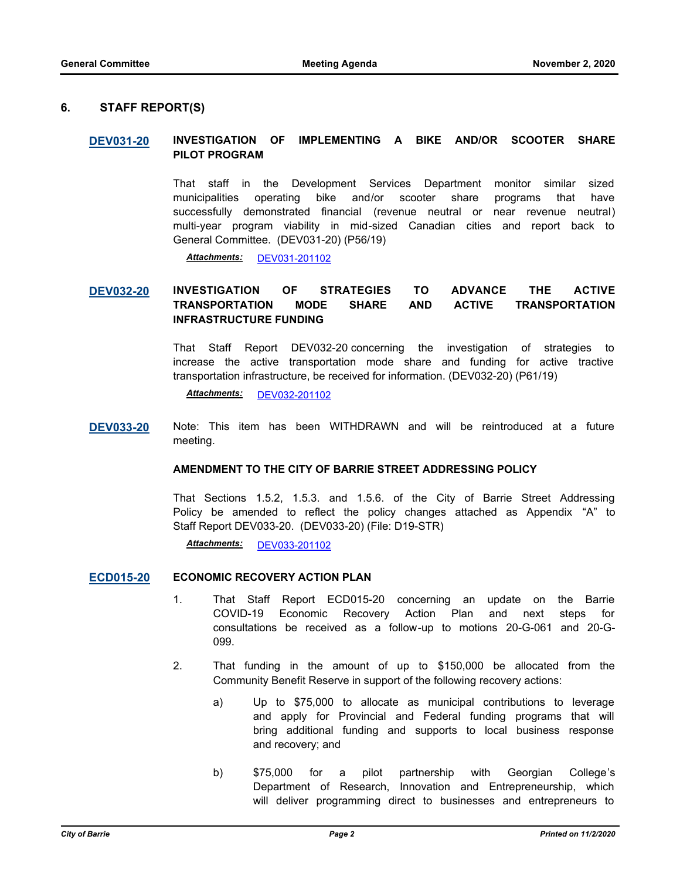## 6. STAFF REPORT(S)

**DEV031-20** **INVESTIGATION OF IMPLEMENTING A BIKE AND/OR SCOOTER SHARE PILOT PROGRAM**

That staff in the Development Services Department monitor similar sized municipalities operating bike and/or scooter share programs that have successfully demonstrated financial (revenue neutral or near revenue neutral) multi-year program viability in mid-sized Canadian cities and report back to General Committee. (DEV031-20) (P56/19)

***Attachments:*** DEV031-201102

**DEV032-20** **INVESTIGATION OF STRATEGIES TO ADVANCE THE ACTIVE TRANSPORTATION MODE SHARE AND ACTIVE TRANSPORTATION INFRASTRUCTURE FUNDING**

That Staff Report DEV032-20 concerning the investigation of strategies to increase the active transportation mode share and funding for active tractive transportation infrastructure, be received for information. (DEV032-20) (P61/19)

***Attachments:*** DEV032-201102

**DEV033-20** Note: This item has been WITHDRAWN and will be reintroduced at a future meeting.

**AMENDMENT TO THE CITY OF BARRIE STREET ADDRESSING POLICY**

That Sections 1.5.2, 1.5.3. and 1.5.6. of the City of Barrie Street Addressing Policy be amended to reflect the policy changes attached as Appendix "A" to Staff Report DEV033-20. (DEV033-20) (File: D19-STR)

***Attachments:*** DEV033-201102

**ECD015-20** **ECONOMIC RECOVERY ACTION PLAN**

1. That Staff Report ECD015-20 concerning an update on the Barrie COVID-19 Economic Recovery Action Plan and next steps for consultations be received as a follow-up to motions 20-G-061 and 20-G-099.

2. That funding in the amount of up to $150,000 be allocated from the Community Benefit Reserve in support of the following recovery actions:

   a) Up to $75,000 to allocate as municipal contributions to leverage and apply for Provincial and Federal funding programs that will bring additional funding and supports to local business response and recovery; and

   b) $75,000 for a pilot partnership with Georgian College's Department of Research, Innovation and Entrepreneurship, which will deliver programming direct to businesses and entrepreneurs to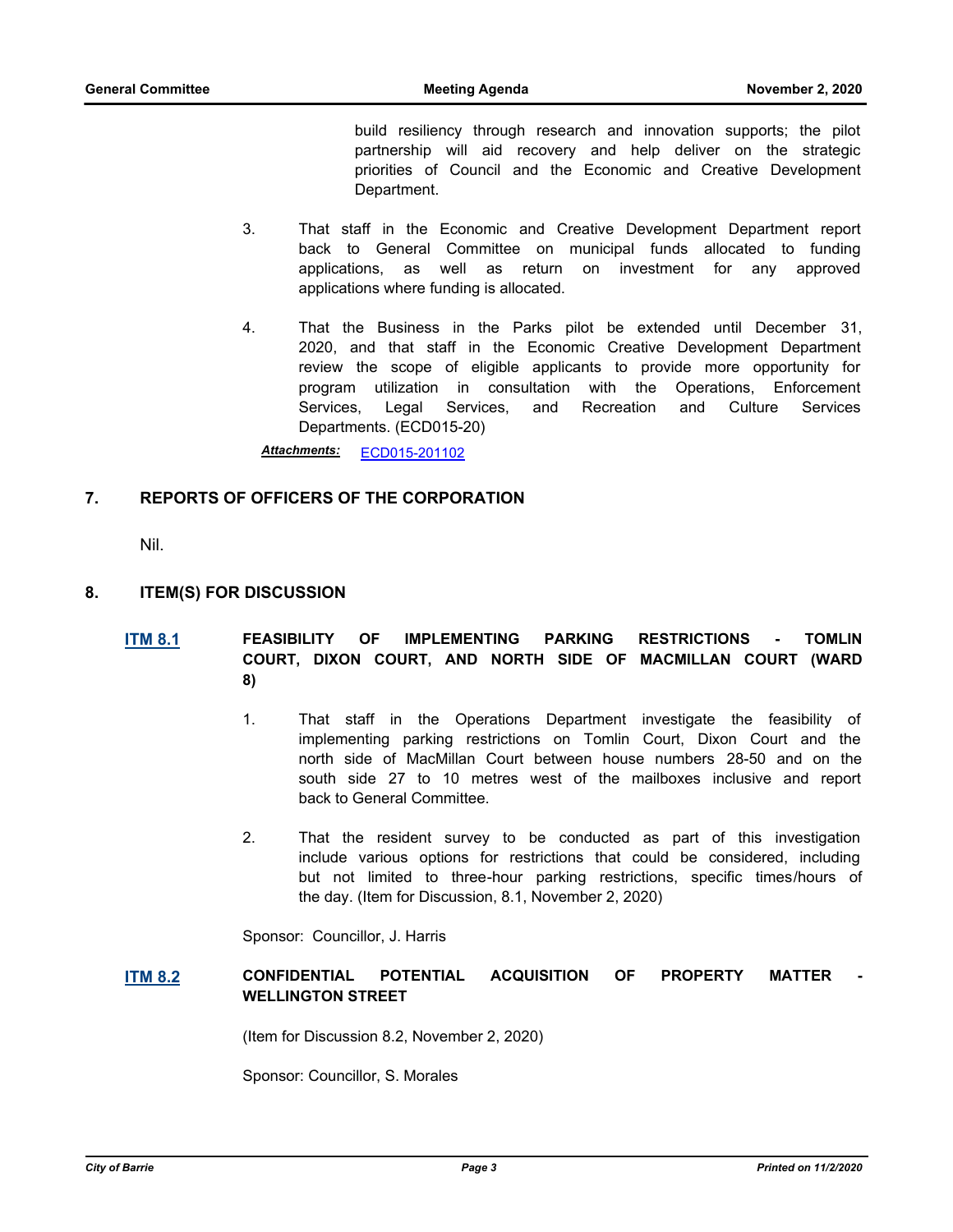build resiliency through research and innovation supports; the pilot partnership will aid recovery and help deliver on the strategic priorities of Council and the Economic and Creative Development Department.

3. That staff in the Economic and Creative Development Department report back to General Committee on municipal funds allocated to funding applications, as well as return on investment for any approved applications where funding is allocated.

4. That the Business in the Parks pilot be extended until December 31, 2020, and that staff in the Economic Creative Development Department review the scope of eligible applicants to provide more opportunity for program utilization in consultation with the Operations, Enforcement Services, Legal Services, and Recreation and Culture Services Departments. (ECD015-20)

***Attachments:*** ECD015-201102

## 7. REPORTS OF OFFICERS OF THE CORPORATION

Nil.

## 8. ITEM(S) FOR DISCUSSION

### ITM 8.1 FEASIBILITY OF IMPLEMENTING PARKING RESTRICTIONS - TOMLIN COURT, DIXON COURT, AND NORTH SIDE OF MACMILLAN COURT (WARD 8)

1. That staff in the Operations Department investigate the feasibility of implementing parking restrictions on Tomlin Court, Dixon Court and the north side of MacMillan Court between house numbers 28-50 and on the south side 27 to 10 metres west of the mailboxes inclusive and report back to General Committee.

2. That the resident survey to be conducted as part of this investigation include various options for restrictions that could be considered, including but not limited to three-hour parking restrictions, specific times/hours of the day. (Item for Discussion, 8.1, November 2, 2020)

Sponsor: Councillor, J. Harris

### ITM 8.2 CONFIDENTIAL POTENTIAL ACQUISITION OF PROPERTY MATTER - WELLINGTON STREET

(Item for Discussion 8.2, November 2, 2020)

Sponsor: Councillor, S. Morales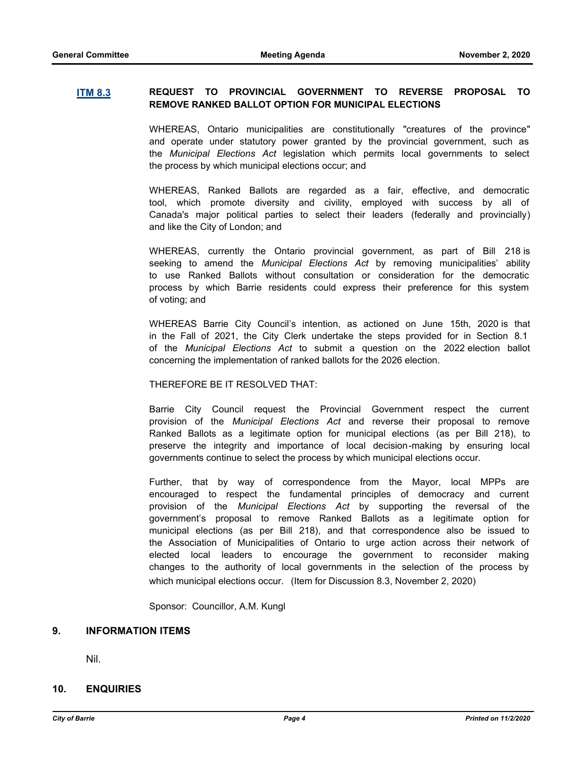**ITM 8.3** **REQUEST TO PROVINCIAL GOVERNMENT TO REVERSE PROPOSAL TO REMOVE RANKED BALLOT OPTION FOR MUNICIPAL ELECTIONS**

WHEREAS, Ontario municipalities are constitutionally "creatures of the province" and operate under statutory power granted by the provincial government, such as the *Municipal Elections Act* legislation which permits local governments to select the process by which municipal elections occur; and

WHEREAS, Ranked Ballots are regarded as a fair, effective, and democratic tool, which promote diversity and civility, employed with success by all of Canada's major political parties to select their leaders (federally and provincially) and like the City of London; and

WHEREAS, currently the Ontario provincial government, as part of Bill 218 is seeking to amend the *Municipal Elections Act* by removing municipalities' ability to use Ranked Ballots without consultation or consideration for the democratic process by which Barrie residents could express their preference for this system of voting; and

WHEREAS Barrie City Council's intention, as actioned on June 15th, 2020 is that in the Fall of 2021, the City Clerk undertake the steps provided for in Section 8.1 of the *Municipal Elections Act* to submit a question on the 2022 election ballot concerning the implementation of ranked ballots for the 2026 election.

THEREFORE BE IT RESOLVED THAT:

Barrie City Council request the Provincial Government respect the current provision of the *Municipal Elections Act* and reverse their proposal to remove Ranked Ballots as a legitimate option for municipal elections (as per Bill 218), to preserve the integrity and importance of local decision-making by ensuring local governments continue to select the process by which municipal elections occur.

Further, that by way of correspondence from the Mayor, local MPPs are encouraged to respect the fundamental principles of democracy and current provision of the *Municipal Elections Act* by supporting the reversal of the government's proposal to remove Ranked Ballots as a legitimate option for municipal elections (as per Bill 218), and that correspondence also be issued to the Association of Municipalities of Ontario to urge action across their network of elected local leaders to encourage the government to reconsider making changes to the authority of local governments in the selection of the process by which municipal elections occur. (Item for Discussion 8.3, November 2, 2020)

Sponsor: Councillor, A.M. Kungl

## 9. INFORMATION ITEMS

Nil.

## 10. ENQUIRIES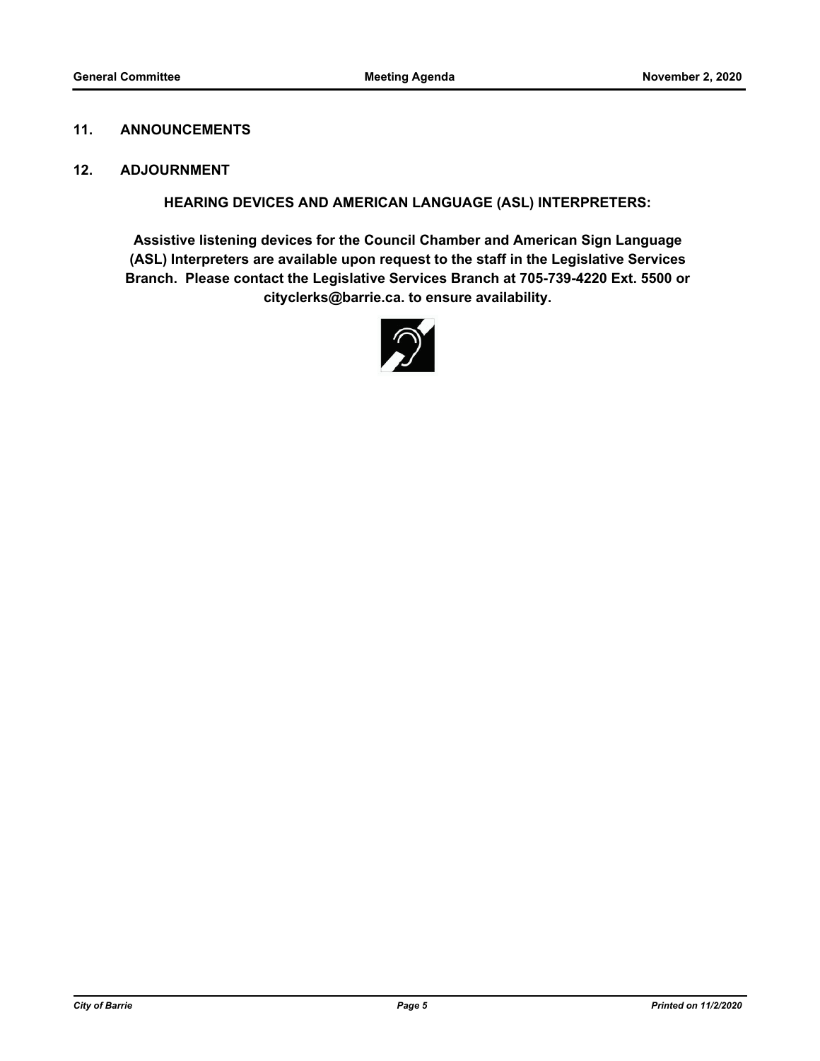## 11. ANNOUNCEMENTS

## 12. ADJOURNMENT

**HEARING DEVICES AND AMERICAN LANGUAGE (ASL) INTERPRETERS:**

**Assistive listening devices for the Council Chamber and American Sign Language (ASL) Interpreters are available upon request to the staff in the Legislative Services Branch. Please contact the Legislative Services Branch at 705-739-4220 Ext. 5500 or cityclerks@barrie.ca. to ensure availability.**